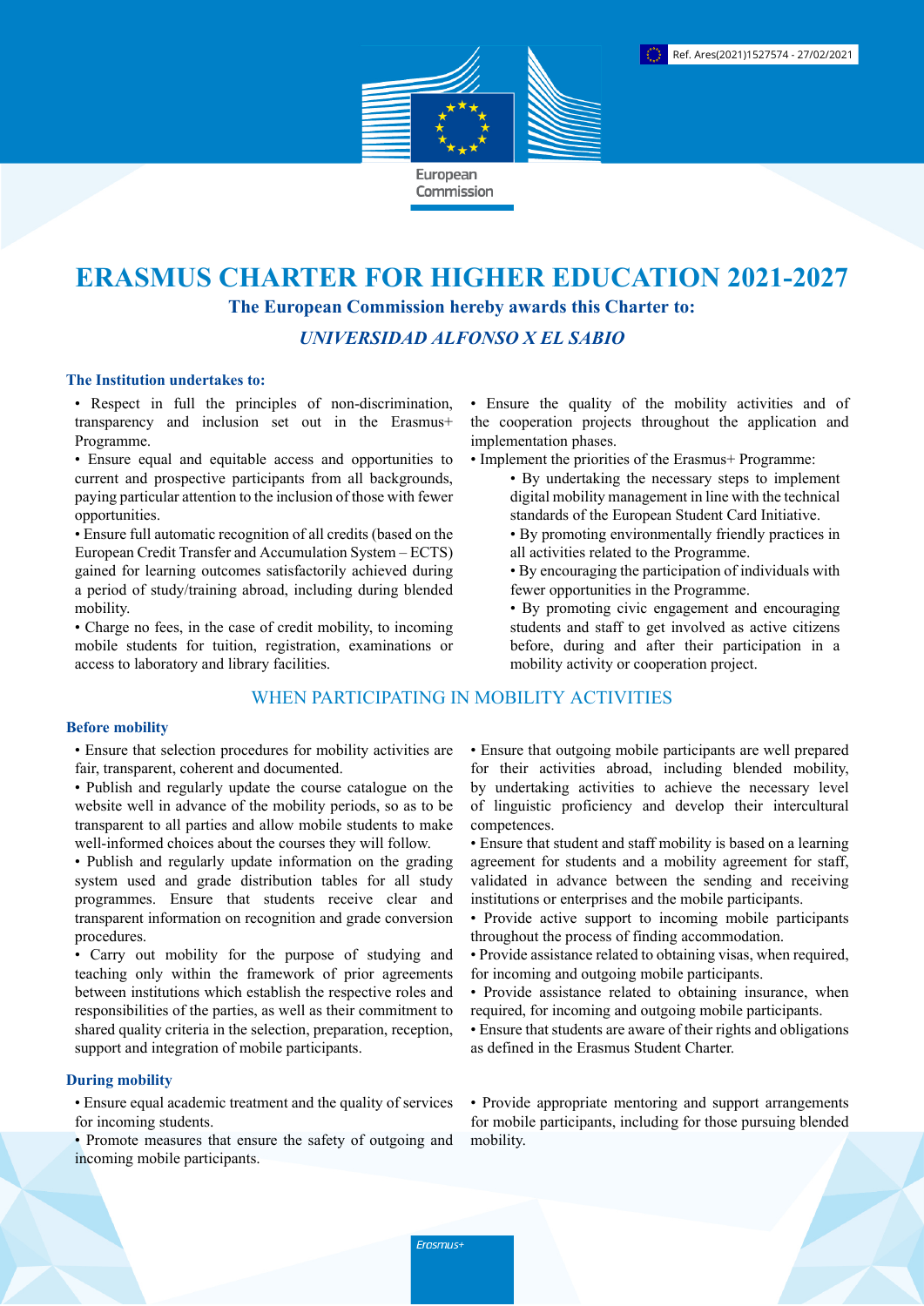Ref. Ares(2021)1527574 - 27/02/2021

European Commission

# ERASMUS CHARTER FOR HIGHER EDUCATION 2021-2027

**The European Commission hereby awards this Charter to:**

***UNIVERSIDAD ALFONSO X EL SABIO***

### The Institution undertakes to:

- Respect in full the principles of non-discrimination, transparency and inclusion set out in the Erasmus+ Programme.
- Ensure equal and equitable access and opportunities to current and prospective participants from all backgrounds, paying particular attention to the inclusion of those with fewer opportunities.
- Ensure full automatic recognition of all credits (based on the European Credit Transfer and Accumulation System – ECTS) gained for learning outcomes satisfactorily achieved during a period of study/training abroad, including during blended mobility.
- Charge no fees, in the case of credit mobility, to incoming mobile students for tuition, registration, examinations or access to laboratory and library facilities.
- Ensure the quality of the mobility activities and of the cooperation projects throughout the application and implementation phases.
- Implement the priorities of the Erasmus+ Programme:
  - By undertaking the necessary steps to implement digital mobility management in line with the technical standards of the European Student Card Initiative.
  - By promoting environmentally friendly practices in all activities related to the Programme.
  - By encouraging the participation of individuals with fewer opportunities in the Programme.
  - By promoting civic engagement and encouraging students and staff to get involved as active citizens before, during and after their participation in a mobility activity or cooperation project.

## WHEN PARTICIPATING IN MOBILITY ACTIVITIES

### Before mobility

- Ensure that selection procedures for mobility activities are fair, transparent, coherent and documented.
- Publish and regularly update the course catalogue on the website well in advance of the mobility periods, so as to be transparent to all parties and allow mobile students to make well-informed choices about the courses they will follow.
- Publish and regularly update information on the grading system used and grade distribution tables for all study programmes. Ensure that students receive clear and transparent information on recognition and grade conversion procedures.
- Carry out mobility for the purpose of studying and teaching only within the framework of prior agreements between institutions which establish the respective roles and responsibilities of the parties, as well as their commitment to shared quality criteria in the selection, preparation, reception, support and integration of mobile participants.
- Ensure that outgoing mobile participants are well prepared for their activities abroad, including blended mobility, by undertaking activities to achieve the necessary level of linguistic proficiency and develop their intercultural competences.
- Ensure that student and staff mobility is based on a learning agreement for students and a mobility agreement for staff, validated in advance between the sending and receiving institutions or enterprises and the mobile participants.
- Provide active support to incoming mobile participants throughout the process of finding accommodation.
- Provide assistance related to obtaining visas, when required, for incoming and outgoing mobile participants.
- Provide assistance related to obtaining insurance, when required, for incoming and outgoing mobile participants.
- Ensure that students are aware of their rights and obligations as defined in the Erasmus Student Charter.

### During mobility

- Ensure equal academic treatment and the quality of services for incoming students.
- Promote measures that ensure the safety of outgoing and incoming mobile participants.
- Provide appropriate mentoring and support arrangements for mobile participants, including for those pursuing blended mobility.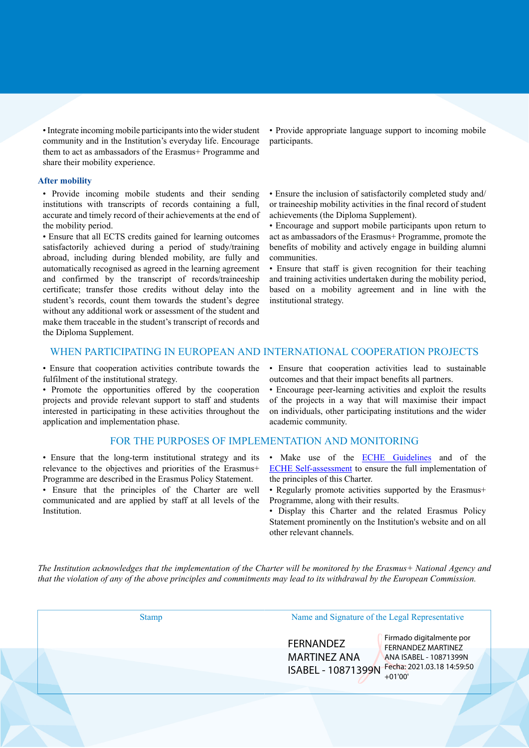- Integrate incoming mobile participants into the wider student community and in the Institution's everyday life. Encourage them to act as ambassadors of the Erasmus+ Programme and share their mobility experience.
- Provide appropriate language support to incoming mobile participants.

### After mobility

- Provide incoming mobile students and their sending institutions with transcripts of records containing a full, accurate and timely record of their achievements at the end of the mobility period.
- Ensure that all ECTS credits gained for learning outcomes satisfactorily achieved during a period of study/training abroad, including during blended mobility, are fully and automatically recognised as agreed in the learning agreement and confirmed by the transcript of records/traineeship certificate; transfer those credits without delay into the student's records, count them towards the student's degree without any additional work or assessment of the student and make them traceable in the student's transcript of records and the Diploma Supplement.
- Ensure the inclusion of satisfactorily completed study and/or traineeship mobility activities in the final record of student achievements (the Diploma Supplement).
- Encourage and support mobile participants upon return to act as ambassadors of the Erasmus+ Programme, promote the benefits of mobility and actively engage in building alumni communities.
- Ensure that staff is given recognition for their teaching and training activities undertaken during the mobility period, based on a mobility agreement and in line with the institutional strategy.

## WHEN PARTICIPATING IN EUROPEAN AND INTERNATIONAL COOPERATION PROJECTS

- Ensure that cooperation activities contribute towards the fulfilment of the institutional strategy.
- Promote the opportunities offered by the cooperation projects and provide relevant support to staff and students interested in participating in these activities throughout the application and implementation phase.
- Ensure that cooperation activities lead to sustainable outcomes and that their impact benefits all partners.
- Encourage peer-learning activities and exploit the results of the projects in a way that will maximise their impact on individuals, other participating institutions and the wider academic community.

## FOR THE PURPOSES OF IMPLEMENTATION AND MONITORING

- Ensure that the long-term institutional strategy and its relevance to the objectives and priorities of the Erasmus+ Programme are described in the Erasmus Policy Statement.
- Ensure that the principles of the Charter are well communicated and are applied by staff at all levels of the Institution.
- Make use of the ECHE Guidelines and of the ECHE Self-assessment to ensure the full implementation of the principles of this Charter.
- Regularly promote activities supported by the Erasmus+ Programme, along with their results.
- Display this Charter and the related Erasmus Policy Statement prominently on the Institution's website and on all other relevant channels.

*The Institution acknowledges that the implementation of the Charter will be monitored by the Erasmus+ National Agency and that the violation of any of the above principles and commitments may lead to its withdrawal by the European Commission.*

| Stamp | Name and Signature of the Legal Representative |
| --- | --- |
| | FERNANDEZ MARTINEZ ANA ISABEL - 10871399N<br>Firmado digitalmente por FERNANDEZ MARTINEZ ANA ISABEL - 10871399N<br>Fecha: 2021.03.18 14:59:50 +01'00' |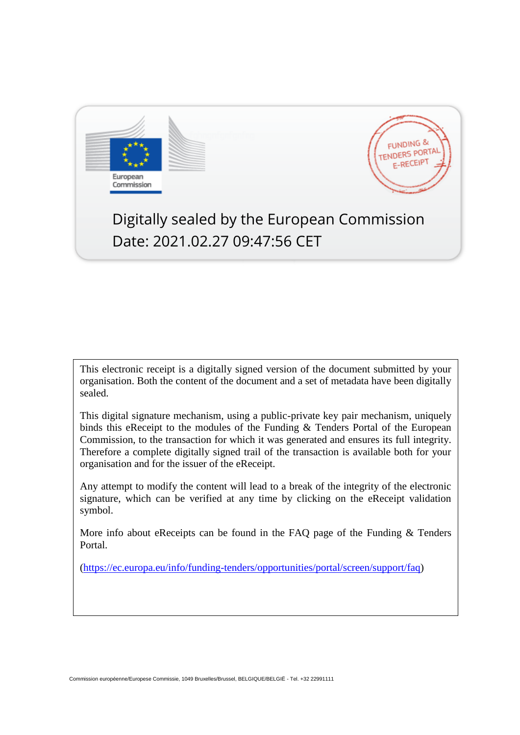European Commission

FUNDING & TENDERS PORTAL E-RECEIPT

Digitally sealed by the European Commission
Date: 2021.02.27 09:47:56 CET

This electronic receipt is a digitally signed version of the document submitted by your organisation. Both the content of the document and a set of metadata have been digitally sealed.

This digital signature mechanism, using a public-private key pair mechanism, uniquely binds this eReceipt to the modules of the Funding & Tenders Portal of the European Commission, to the transaction for which it was generated and ensures its full integrity. Therefore a complete digitally signed trail of the transaction is available both for your organisation and for the issuer of the eReceipt.

Any attempt to modify the content will lead to a break of the integrity of the electronic signature, which can be verified at any time by clicking on the eReceipt validation symbol.

More info about eReceipts can be found in the FAQ page of the Funding & Tenders Portal.

(https://ec.europa.eu/info/funding-tenders/opportunities/portal/screen/support/faq)

Commission européenne/Europese Commissie, 1049 Bruxelles/Brussel, BELGIQUE/BELGIË - Tel. +32 22991111